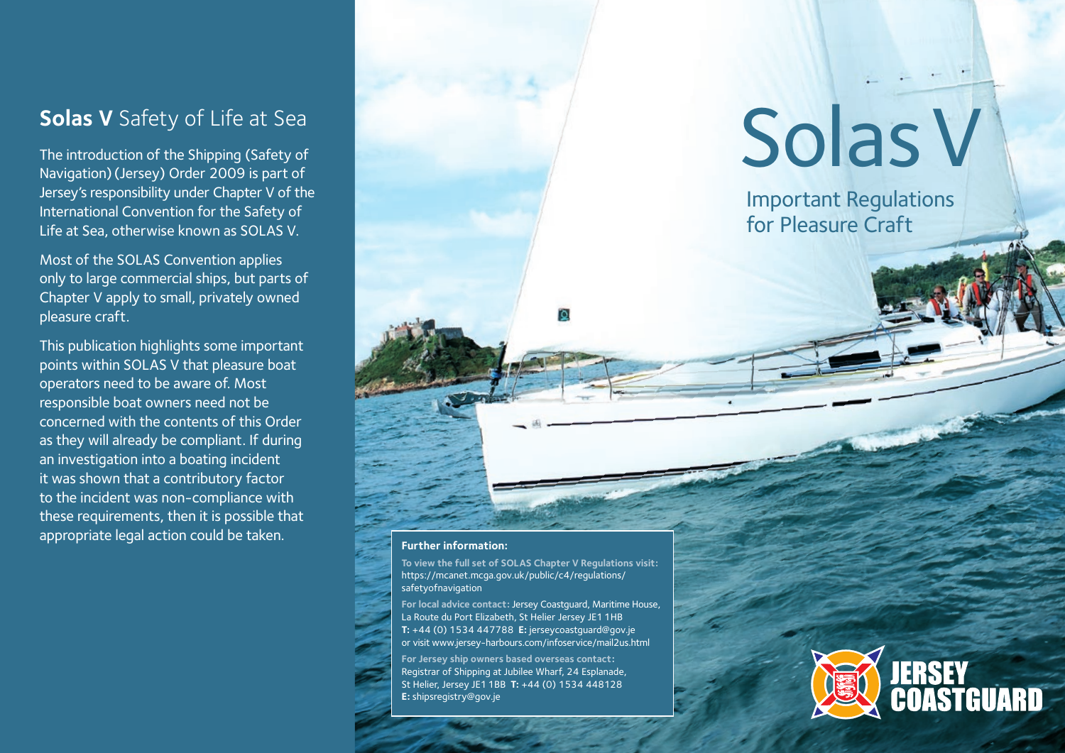## **Solas V** Safety of Life at Sea

The introduction of the Shipping (Safety of Navigation) (Jersey) Order 2009 is part of Jersey's responsibility under Chapter V of the International Convention for the Safety of Life at Sea, otherwise known as SOLAS V.

Most of the SOLAS Convention applies only to large commercial ships, but parts of Chapter V apply to small, privately owned pleasure craft.

This publication highlights some important points within SOLAS V that pleasure boat operators need to be aware of. Most responsible boat owners need not be concerned with the contents of this Order as they will already be compliant. If during an investigation into a boating incident it was shown that a contributory factor to the incident was non-compliance with these requirements, then it is possible that appropriate legal action could be taken.

# Solas V

## Important Regulations for Pleasure Craft

**Further information:**

**To view the full set of SOLAS Chapter V Regulations visit:** https://mcanet.mcga.gov.uk/public/c4/regulations/safetyofnavigation

**For local advice contact:** Jersey Coastguard, Maritime House, La Route du Port Elizabeth, St Helier Jersey JE1 1HB
**T:** +44 (0) 1534 447788 **E:** jerseycoastguard@gov.je
or visit www.jersey-harbours.com/infoservice/mail2us.html

**For Jersey ship owners based overseas contact:** Registrar of Shipping at Jubilee Wharf, 24 Esplanade, St Helier, Jersey JE1 1BB **T:** +44 (0) 1534 448128
**E:** shipsregistry@gov.je

JERSEY COASTGUARD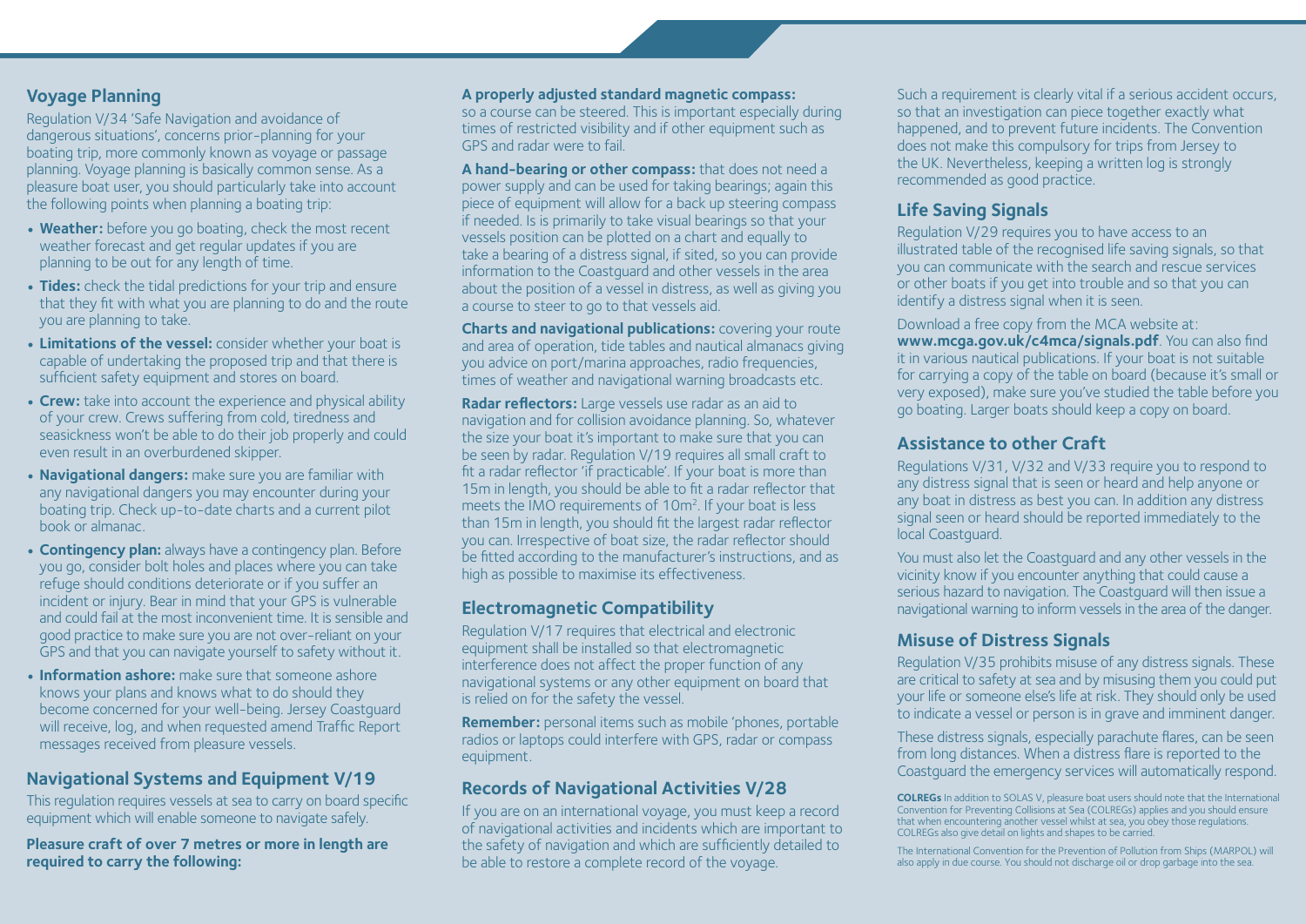## Voyage Planning

Regulation V/34 'Safe Navigation and avoidance of dangerous situations', concerns prior-planning for your boating trip, more commonly known as voyage or passage planning. Voyage planning is basically common sense. As a pleasure boat user, you should particularly take into account the following points when planning a boating trip:

- **Weather:** before you go boating, check the most recent weather forecast and get regular updates if you are planning to be out for any length of time.
- **Tides:** check the tidal predictions for your trip and ensure that they fit with what you are planning to do and the route you are planning to take.
- **Limitations of the vessel:** consider whether your boat is capable of undertaking the proposed trip and that there is sufficient safety equipment and stores on board.
- **Crew:** take into account the experience and physical ability of your crew. Crews suffering from cold, tiredness and seasickness won't be able to do their job properly and could even result in an overburdened skipper.
- **Navigational dangers:** make sure you are familiar with any navigational dangers you may encounter during your boating trip. Check up-to-date charts and a current pilot book or almanac.
- **Contingency plan:** always have a contingency plan. Before you go, consider bolt holes and places where you can take refuge should conditions deteriorate or if you suffer an incident or injury. Bear in mind that your GPS is vulnerable and could fail at the most inconvenient time. It is sensible and good practice to make sure you are not over-reliant on your GPS and that you can navigate yourself to safety without it.
- **Information ashore:** make sure that someone ashore knows your plans and knows what to do should they become concerned for your well-being. Jersey Coastguard will receive, log, and when requested amend Traffic Report messages received from pleasure vessels.

## Navigational Systems and Equipment V/19

This regulation requires vessels at sea to carry on board specific equipment which will enable someone to navigate safely.

**Pleasure craft of over 7 metres or more in length are required to carry the following:**

**A properly adjusted standard magnetic compass:** so a course can be steered. This is important especially during times of restricted visibility and if other equipment such as GPS and radar were to fail.

**A hand-bearing or other compass:** that does not need a power supply and can be used for taking bearings; again this piece of equipment will allow for a back up steering compass if needed. Is is primarily to take visual bearings so that your vessels position can be plotted on a chart and equally to take a bearing of a distress signal, if sited, so you can provide information to the Coastguard and other vessels in the area about the position of a vessel in distress, as well as giving you a course to steer to go to that vessels aid.

**Charts and navigational publications:** covering your route and area of operation, tide tables and nautical almanacs giving you advice on port/marina approaches, radio frequencies, times of weather and navigational warning broadcasts etc.

**Radar reflectors:** Large vessels use radar as an aid to navigation and for collision avoidance planning. So, whatever the size your boat it's important to make sure that you can be seen by radar. Regulation V/19 requires all small craft to fit a radar reflector 'if practicable'. If your boat is more than 15m in length, you should be able to fit a radar reflector that meets the IMO requirements of 10m². If your boat is less than 15m in length, you should fit the largest radar reflector you can. Irrespective of boat size, the radar reflector should be fitted according to the manufacturer's instructions, and as high as possible to maximise its effectiveness.

## Electromagnetic Compatibility

Regulation V/17 requires that electrical and electronic equipment shall be installed so that electromagnetic interference does not affect the proper function of any navigational systems or any other equipment on board that is relied on for the safety the vessel.

**Remember:** personal items such as mobile 'phones, portable radios or laptops could interfere with GPS, radar or compass equipment.

## Records of Navigational Activities V/28

If you are on an international voyage, you must keep a record of navigational activities and incidents which are important to the safety of navigation and which are sufficiently detailed to be able to restore a complete record of the voyage.

Such a requirement is clearly vital if a serious accident occurs, so that an investigation can piece together exactly what happened, and to prevent future incidents. The Convention does not make this compulsory for trips from Jersey to the UK. Nevertheless, keeping a written log is strongly recommended as good practice.

## Life Saving Signals

Regulation V/29 requires you to have access to an illustrated table of the recognised life saving signals, so that you can communicate with the search and rescue services or other boats if you get into trouble and so that you can identify a distress signal when it is seen.

Download a free copy from the MCA website at: **www.mcga.gov.uk/c4mca/signals.pdf**. You can also find it in various nautical publications. If your boat is not suitable for carrying a copy of the table on board (because it's small or very exposed), make sure you've studied the table before you go boating. Larger boats should keep a copy on board.

## Assistance to other Craft

Regulations V/31, V/32 and V/33 require you to respond to any distress signal that is seen or heard and help anyone or any boat in distress as best you can. In addition any distress signal seen or heard should be reported immediately to the local Coastguard.

You must also let the Coastguard and any other vessels in the vicinity know if you encounter anything that could cause a serious hazard to navigation. The Coastguard will then issue a navigational warning to inform vessels in the area of the danger.

## Misuse of Distress Signals

Regulation V/35 prohibits misuse of any distress signals. These are critical to safety at sea and by misusing them you could put your life or someone else's life at risk. They should only be used to indicate a vessel or person is in grave and imminent danger.

These distress signals, especially parachute flares, can be seen from long distances. When a distress flare is reported to the Coastguard the emergency services will automatically respond.

**COLREGs** In addition to SOLAS V, pleasure boat users should note that the International Convention for Preventing Collisions at Sea (COLREGs) applies and you should ensure that when encountering another vessel whilst at sea, you obey those regulations. COLREGs also give detail on lights and shapes to be carried.

The International Convention for the Prevention of Pollution from Ships (MARPOL) will also apply in due course. You should not discharge oil or drop garbage into the sea.